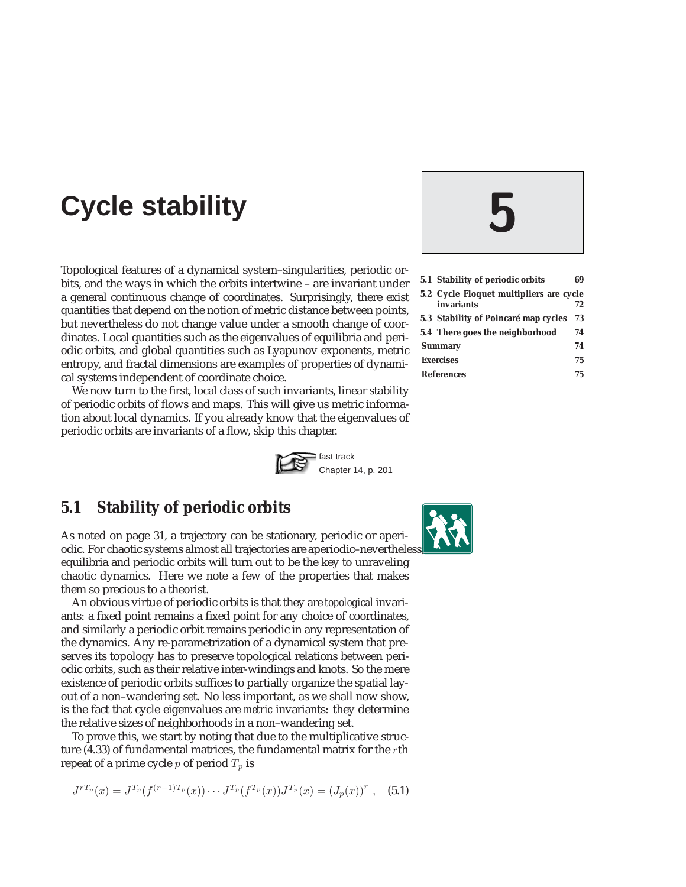# Cycle stability

# 5

| | |
|---|---|
| **5.1 Stability of periodic orbits** | **69** |
| **5.2 Cycle Floquet multipliers are cycle invariants** | **72** |
| **5.3 Stability of Poincaré map cycles** | **73** |
| **5.4 There goes the neighborhood** | **74** |
| **Summary** | **74** |
| **Exercises** | **75** |
| **References** | **75** |

Topological features of a dynamical system–singularities, periodic orbits, and the ways in which the orbits intertwine – are invariant under a general continuous change of coordinates. Surprisingly, there exist quantities that depend on the notion of metric distance between points, but nevertheless do not change value under a smooth change of coordinates. Local quantities such as the eigenvalues of equilibria and periodic orbits, and global quantities such as Lyapunov exponents, metric entropy, and fractal dimensions are examples of properties of dynamical systems independent of coordinate choice.

We now turn to the first, local class of such invariants, linear stability of periodic orbits of flows and maps. This will give us metric information about local dynamics. If you already know that the eigenvalues of periodic orbits are invariants of a flow, skip this chapter.

fast track
Chapter 14, p. 201

## 5.1 Stability of periodic orbits

As noted on page 31, a trajectory can be stationary, periodic or aperiodic. For chaotic systems almost all trajectories are aperiodic–nevertheless, equilibria and periodic orbits will turn out to be the key to unraveling chaotic dynamics. Here we note a few of the properties that makes them so precious to a theorist.

An obvious virtue of periodic orbits is that they are *topological* invariants: a fixed point remains a fixed point for any choice of coordinates, and similarly a periodic orbit remains periodic in any representation of the dynamics. Any re-parametrization of a dynamical system that preserves its topology has to preserve topological relations between periodic orbits, such as their relative inter-windings and knots. So the mere existence of periodic orbits suffices to partially organize the spatial layout of a non–wandering set. No less important, as we shall now show, is the fact that cycle eigenvalues are *metric* invariants: they determine the relative sizes of neighborhoods in a non–wandering set.

To prove this, we start by noting that due to the multiplicative structure (4.33) of fundamental matrices, the fundamental matrix for the $r$th repeat of a prime cycle $p$ of period $T_p$ is

$$J^{rT_p}(x) = J^{T_p}(f^{(r-1)T_p}(x)) \cdots J^{T_p}(f^{T_p}(x)) J^{T_p}(x) = (J_p(x))^r \ , \quad (5.1)$$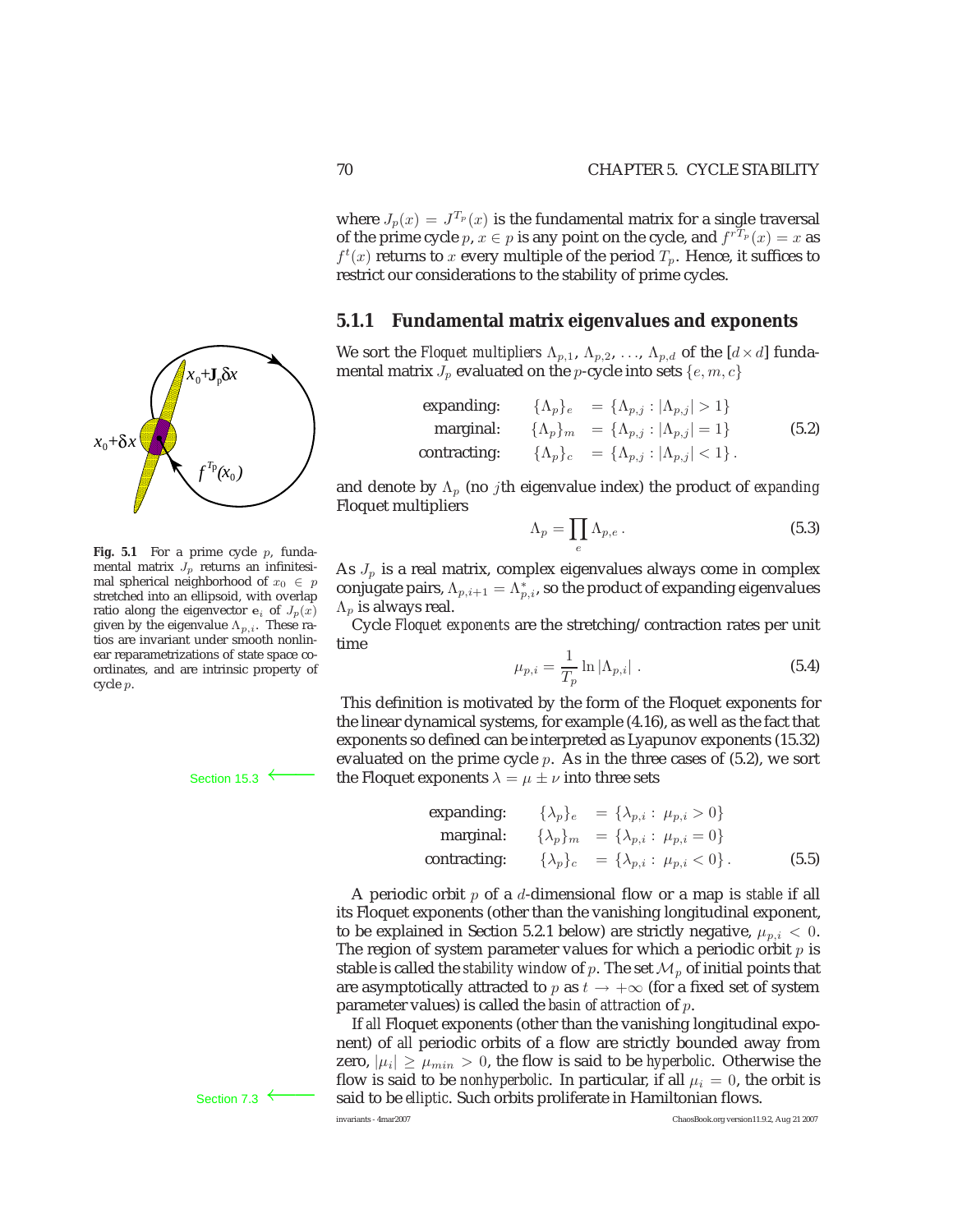where $J_p(x) = J^{T_p}(x)$ is the fundamental matrix for a single traversal of the prime cycle $p$, $x \in p$ is any point on the cycle, and $f^{rT_p}(x) = x$ as $f^t(x)$ returns to $x$ every multiple of the period $T_p$. Hence, it suffices to restrict our considerations to the stability of prime cycles.

### 5.1.1 Fundamental matrix eigenvalues and exponents

We sort the *Floquet multipliers* $\Lambda_{p,1}, \Lambda_{p,2}, \ldots, \Lambda_{p,d}$ of the $[d \times d]$ fundamental matrix $J_p$ evaluated on the $p$-cycle into sets $\{e, m, c\}$

$$
\begin{aligned}
\text{expanding:} \quad & \{\Lambda_p\}_e &= \{\Lambda_{p,j} : |\Lambda_{p,j}| > 1\} \\
\text{marginal:} \quad & \{\Lambda_p\}_m &= \{\Lambda_{p,j} : |\Lambda_{p,j}| = 1\} \\
\text{contracting:} \quad & \{\Lambda_p\}_c &= \{\Lambda_{p,j} : |\Lambda_{p,j}| < 1\} .
\end{aligned}
\tag{5.2}
$$

and denote by $\Lambda_p$ (no $j$th eigenvalue index) the product of *expanding* Floquet multipliers

$$
\Lambda_p = \prod_e \Lambda_{p,e} . \tag{5.3}
$$

As $J_p$ is a real matrix, complex eigenvalues always come in complex conjugate pairs, $\Lambda_{p,i+1} = \Lambda^*_{p,i}$, so the product of expanding eigenvalues $\Lambda_p$ is always real.

Cycle *Floquet exponents* are the stretching/contraction rates per unit time

$$
\mu_{p,i} = \frac{1}{T_p} \ln |\Lambda_{p,i}| . \tag{5.4}
$$

This definition is motivated by the form of the Floquet exponents for the linear dynamical systems, for example (4.16), as well as the fact that exponents so defined can be interpreted as Lyapunov exponents (15.32) evaluated on the prime cycle $p$. As in the three cases of (5.2), we sort the Floquet exponents $\lambda = \mu \pm \nu$ into three sets

Section 15.3

$$
\begin{aligned}
\text{expanding:} \quad & \{\lambda_p\}_e &= \{\lambda_{p,i} : \mu_{p,i} > 0\} \\
\text{marginal:} \quad & \{\lambda_p\}_m &= \{\lambda_{p,i} : \mu_{p,i} = 0\} \\
\text{contracting:} \quad & \{\lambda_p\}_c &= \{\lambda_{p,i} : \mu_{p,i} < 0\} .
\end{aligned}
\tag{5.5}
$$

A periodic orbit $p$ of a $d$-dimensional flow or a map is *stable* if all its Floquet exponents (other than the vanishing longitudinal exponent, to be explained in Section 5.2.1 below) are strictly negative, $\mu_{p,i} < 0$. The region of system parameter values for which a periodic orbit $p$ is stable is called the *stability window* of $p$. The set $\mathcal{M}_p$ of initial points that are asymptotically attracted to $p$ as $t \to +\infty$ (for a fixed set of system parameter values) is called the *basin of attraction* of $p$.

If *all* Floquet exponents (other than the vanishing longitudinal exponent) of *all* periodic orbits of a flow are strictly bounded away from zero, $|\mu_i| \geq \mu_{min} > 0$, the flow is said to be *hyperbolic*. Otherwise the flow is said to be *nonhyperbolic*. In particular, if all $\mu_i = 0$, the orbit is said to be *elliptic*. Such orbits proliferate in Hamiltonian flows.

Section 7.3

**Fig. 5.1** For a prime cycle $p$, fundamental matrix $J_p$ returns an infinitesimal spherical neighborhood of $x_0 \in p$ stretched into an ellipsoid, with overlap ratio along the eigenvector $\mathbf{e}_i$ of $J_p(x)$ given by the eigenvalue $\Lambda_{p,i}$. These ratios are invariant under smooth nonlinear reparametrizations of state space coordinates, and are intrinsic property of cycle $p$.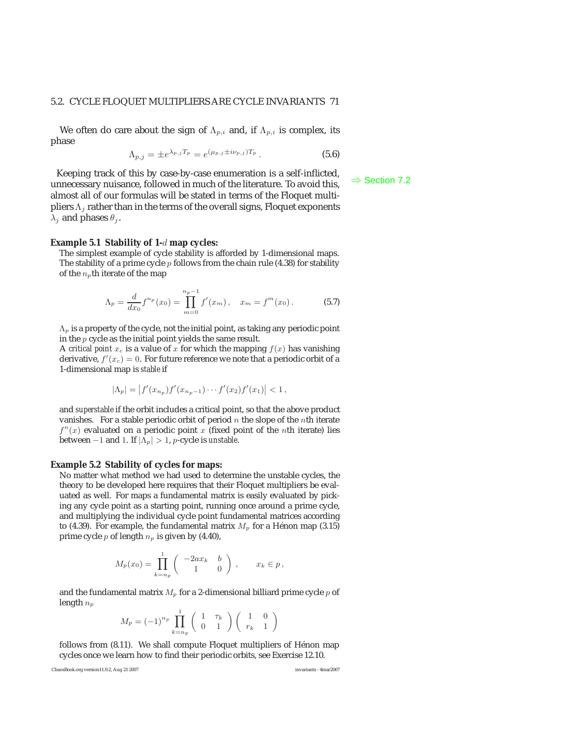We often do care about the sign of $\Lambda_{p,i}$ and, if $\Lambda_{p,i}$ is complex, its phase

$$\Lambda_{p,j} = \pm e^{\lambda_{p,j} T_p} = e^{(\mu_{p,j} \pm i\nu_{p,j}) T_p} \,. \tag{5.6}$$

Keeping track of this by case-by-case enumeration is a self-inflicted, unnecessary nuisance, followed in much of the literature. To avoid this, almost all of our formulas will be stated in terms of the Floquet multipliers $\Lambda_j$ rather than in the terms of the overall signs, Floquet exponents $\lambda_j$ and phases $\theta_j$.

⇒ Section 7.2

**Example 5.1 Stability of 1-$d$ map cycles:**
The simplest example of cycle stability is afforded by 1-dimensional maps. The stability of a prime cycle $p$ follows from the chain rule (4.38) for stability of the $n_p$th iterate of the map

$$\Lambda_p = \frac{d}{dx_0} f^{n_p}(x_0) = \prod_{m=0}^{n_p-1} f'(x_m) \,, \quad x_m = f^m(x_0) \,. \tag{5.7}$$

$\Lambda_p$ is a property of the cycle, not the initial point, as taking any periodic point in the $p$ cycle as the initial point yields the same result.
A *critical point* $x_c$ is a value of $x$ for which the mapping $f(x)$ has vanishing derivative, $f'(x_c) = 0$. For future reference we note that a periodic orbit of a 1-dimensional map is *stable* if

$$|\Lambda_p| = \left| f'(x_{n_p}) f'(x_{n_p-1}) \cdots f'(x_2) f'(x_1) \right| < 1 \,,$$

and *superstable* if the orbit includes a critical point, so that the above product vanishes. For a stable periodic orbit of period $n$ the slope of the $n$th iterate $f^n(x)$ evaluated on a periodic point $x$ (fixed point of the $n$th iterate) lies between $-1$ and $1$. If $|\Lambda_p| > 1$, $p$-cycle is *unstable*.

**Example 5.2 Stability of cycles for maps:**
No matter what method we had used to determine the unstable cycles, the theory to be developed here requires that their Floquet multipliers be evaluated as well. For maps a fundamental matrix is easily evaluated by picking any cycle point as a starting point, running once around a prime cycle, and multiplying the individual cycle point fundamental matrices according to (4.39). For example, the fundamental matrix $M_p$ for a Hénon map (3.15) prime cycle $p$ of length $n_p$ is given by (4.40),

$$M_p(x_0) = \prod_{k=n_p}^{1} \begin{pmatrix} -2ax_k & b \\ 1 & 0 \end{pmatrix} \,, \qquad x_k \in p \,,$$

and the fundamental matrix $M_p$ for a 2-dimensional billiard prime cycle $p$ of length $n_p$

$$M_p = (-1)^{n_p} \prod_{k=n_p}^{1} \begin{pmatrix} 1 & \tau_k \\ 0 & 1 \end{pmatrix} \begin{pmatrix} 1 & 0 \\ r_k & 1 \end{pmatrix}$$

follows from (8.11). We shall compute Floquet multipliers of Hénon map cycles once we learn how to find their periodic orbits, see Exercise 12.10.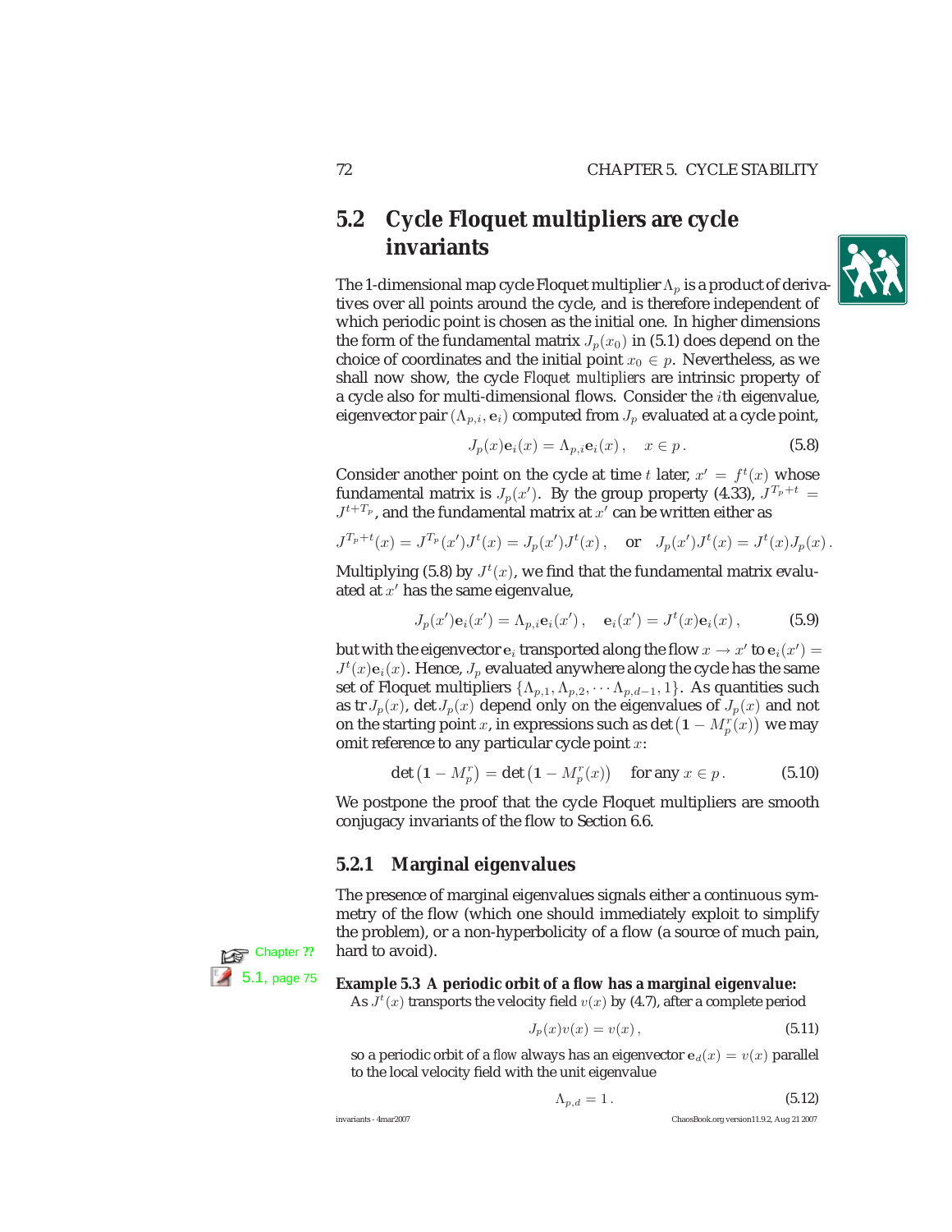## 5.2 Cycle Floquet multipliers are cycle invariants

The 1-dimensional map cycle Floquet multiplier $\Lambda_p$ is a product of derivatives over all points around the cycle, and is therefore independent of which periodic point is chosen as the initial one. In higher dimensions the form of the fundamental matrix $J_p(x_0)$ in (5.1) does depend on the choice of coordinates and the initial point $x_0 \in p$. Nevertheless, as we shall now show, the cycle *Floquet multipliers* are intrinsic property of a cycle also for multi-dimensional flows. Consider the $i$th eigenvalue, eigenvector pair $(\Lambda_{p,i}, \mathbf{e}_i)$ computed from $J_p$ evaluated at a cycle point,

$$J_p(x)\mathbf{e}_i(x) = \Lambda_{p,i}\mathbf{e}_i(x)\,, \quad x \in p\,. \tag{5.8}$$

Consider another point on the cycle at time $t$ later, $x' = f^t(x)$ whose fundamental matrix is $J_p(x')$. By the group property (4.33), $J^{T_p+t} = J^{t+T_p}$, and the fundamental matrix at $x'$ can be written either as

$$J^{T_p+t}(x) = J^{T_p}(x')J^t(x) = J_p(x')J^t(x)\,, \quad \text{or} \quad J_p(x')J^t(x) = J^t(x)J_p(x)\,.$$

Multiplying (5.8) by $J^t(x)$, we find that the fundamental matrix evaluated at $x'$ has the same eigenvalue,

$$J_p(x')\mathbf{e}_i(x') = \Lambda_{p,i}\mathbf{e}_i(x')\,, \quad \mathbf{e}_i(x') = J^t(x)\mathbf{e}_i(x)\,, \tag{5.9}$$

but with the eigenvector $\mathbf{e}_i$ transported along the flow $x \to x'$ to $\mathbf{e}_i(x') = J^t(x)\mathbf{e}_i(x)$. Hence, $J_p$ evaluated anywhere along the cycle has the same set of Floquet multipliers $\{\Lambda_{p,1}, \Lambda_{p,2}, \cdots \Lambda_{p,d-1}, 1\}$. As quantities such as $\mathrm{tr}\, J_p(x)$, $\det J_p(x)$ depend only on the eigenvalues of $J_p(x)$ and not on the starting point $x$, in expressions such as $\det\left(\mathbf{1} - M_p^r(x)\right)$ we may omit reference to any particular cycle point $x$:

$$\det\left(\mathbf{1} - M_p^r\right) = \det\left(\mathbf{1} - M_p^r(x)\right) \quad \text{for any } x \in p\,. \tag{5.10}$$

We postpone the proof that the cycle Floquet multipliers are smooth conjugacy invariants of the flow to Section 6.6.

### 5.2.1 Marginal eigenvalues

The presence of marginal eigenvalues signals either a continuous symmetry of the flow (which one should immediately exploit to simplify the problem), or a non-hyperbolicity of a flow (a source of much pain, hard to avoid).

Chapter ??

5.1, page 75

**Example 5.3 A periodic orbit of a flow has a marginal eigenvalue:**
As $J^t(x)$ transports the velocity field $v(x)$ by (4.7), after a complete period

$$J_p(x)v(x) = v(x)\,, \tag{5.11}$$

so a periodic orbit of a *flow* always has an eigenvector $\mathbf{e}_d(x) = v(x)$ parallel to the local velocity field with the unit eigenvalue

$$\Lambda_{p,d} = 1\,. \tag{5.12}$$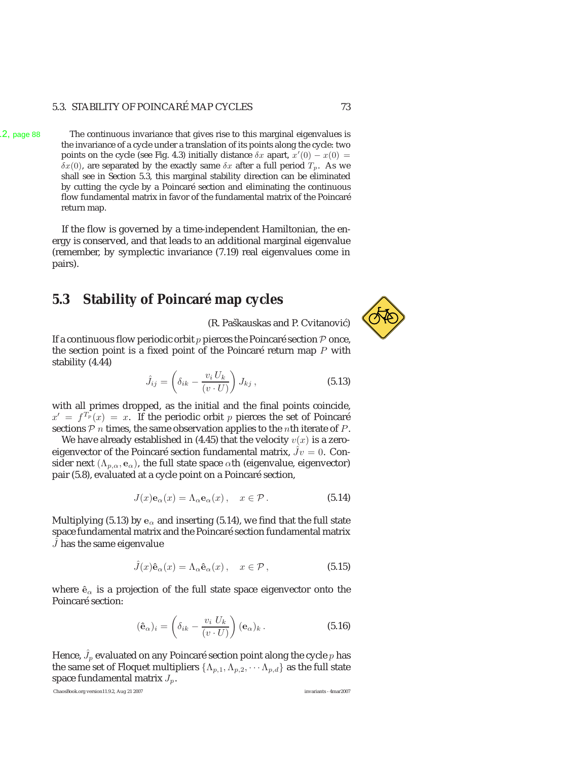The continuous invariance that gives rise to this marginal eigenvalues is the invariance of a cycle under a translation of its points along the cycle: two points on the cycle (see Fig. 4.3) initially distance $\delta x$ apart, $x'(0) - x(0) = \delta x(0)$, are separated by the exactly same $\delta x$ after a full period $T_p$. As we shall see in Section 5.3, this marginal stability direction can be eliminated by cutting the cycle by a Poincaré section and eliminating the continuous flow fundamental matrix in favor of the fundamental matrix of the Poincaré return map.

If the flow is governed by a time-independent Hamiltonian, the energy is conserved, and that leads to an additional marginal eigenvalue (remember, by symplectic invariance (7.19) real eigenvalues come in pairs).

## 5.3 Stability of Poincaré map cycles

(R. Paškauskas and P. Cvitanović)

If a continuous flow periodic orbit $p$ pierces the Poincaré section $\mathcal{P}$ once, the section point is a fixed point of the Poincaré return map $P$ with stability (4.44)

$$\hat{J}_{ij} = \left( \delta_{ik} - \frac{v_i\, U_k}{(v \cdot U)} \right) J_{kj}\,, \tag{5.13}$$

with all primes dropped, as the initial and the final points coincide, $x' = f^{T_p}(x) = x$. If the periodic orbit $p$ pierces the set of Poincaré sections $\mathcal{P}$ $n$ times, the same observation applies to the $n$th iterate of $P$.

We have already established in (4.45) that the velocity $v(x)$ is a zero-eigenvector of the Poincaré section fundamental matrix, $\hat{J}v = 0$. Consider next $(\Lambda_{p,\alpha}, \mathbf{e}_\alpha)$, the full state space $\alpha$th (eigenvalue, eigenvector) pair (5.8), evaluated at a cycle point on a Poincaré section,

$$J(x)\mathbf{e}_\alpha(x) = \Lambda_\alpha \mathbf{e}_\alpha(x)\,, \quad x \in \mathcal{P}\,. \tag{5.14}$$

Multiplying (5.13) by $\mathbf{e}_\alpha$ and inserting (5.14), we find that the full state space fundamental matrix and the Poincaré section fundamental matrix $\hat{J}$ has the same eigenvalue

$$\hat{J}(x)\hat{\mathbf{e}}_\alpha(x) = \Lambda_\alpha \hat{\mathbf{e}}_\alpha(x)\,, \quad x \in \mathcal{P}\,, \tag{5.15}$$

where $\hat{\mathbf{e}}_\alpha$ is a projection of the full state space eigenvector onto the Poincaré section:

$$(\hat{\mathbf{e}}_\alpha)_i = \left( \delta_{ik} - \frac{v_i\; U_k}{(v \cdot U)} \right) (\mathbf{e}_\alpha)_k\,. \tag{5.16}$$

Hence, $\hat{J}_p$ evaluated on any Poincaré section point along the cycle $p$ has the same set of Floquet multipliers $\{\Lambda_{p,1}, \Lambda_{p,2}, \cdots \Lambda_{p,d}\}$ as the full state space fundamental matrix $J_p$.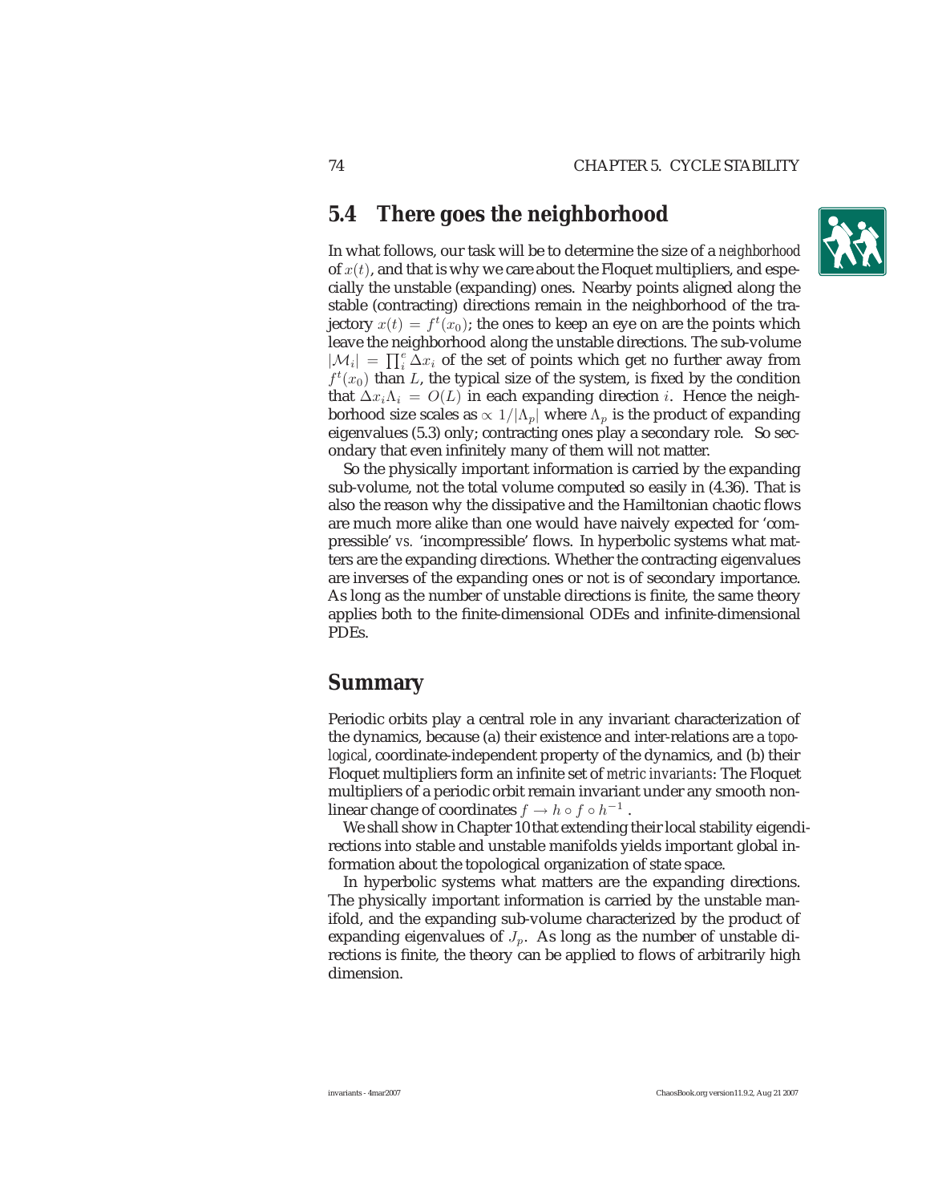## 5.4 There goes the neighborhood

In what follows, our task will be to determine the size of a *neighborhood* of $x(t)$, and that is why we care about the Floquet multipliers, and especially the unstable (expanding) ones. Nearby points aligned along the stable (contracting) directions remain in the neighborhood of the trajectory $x(t) = f^t(x_0)$; the ones to keep an eye on are the points which leave the neighborhood along the unstable directions. The sub-volume $|\mathcal{M}_i| = \prod_i^e \Delta x_i$ of the set of points which get no further away from $f^t(x_0)$ than $L$, the typical size of the system, is fixed by the condition that $\Delta x_i \Lambda_i = O(L)$ in each expanding direction $i$. Hence the neighborhood size scales as $\propto 1/|\Lambda_p|$ where $\Lambda_p$ is the product of expanding eigenvalues (5.3) only; contracting ones play a secondary role. So secondary that even infinitely many of them will not matter.

So the physically important information is carried by the expanding sub-volume, not the total volume computed so easily in (4.36). That is also the reason why the dissipative and the Hamiltonian chaotic flows are much more alike than one would have naively expected for 'compressible' *vs.* 'incompressible' flows. In hyperbolic systems what matters are the expanding directions. Whether the contracting eigenvalues are inverses of the expanding ones or not is of secondary importance. As long as the number of unstable directions is finite, the same theory applies both to the finite-dimensional ODEs and infinite-dimensional PDEs.

## Summary

Periodic orbits play a central role in any invariant characterization of the dynamics, because (a) their existence and inter-relations are a *topological*, coordinate-independent property of the dynamics, and (b) their Floquet multipliers form an infinite set of *metric invariants*: The Floquet multipliers of a periodic orbit remain invariant under any smooth nonlinear change of coordinates $f \to h \circ f \circ h^{-1}$ .

We shall show in Chapter 10 that extending their local stability eigendirections into stable and unstable manifolds yields important global information about the topological organization of state space.

In hyperbolic systems what matters are the expanding directions. The physically important information is carried by the unstable manifold, and the expanding sub-volume characterized by the product of expanding eigenvalues of $J_p$. As long as the number of unstable directions is finite, the theory can be applied to flows of arbitrarily high dimension.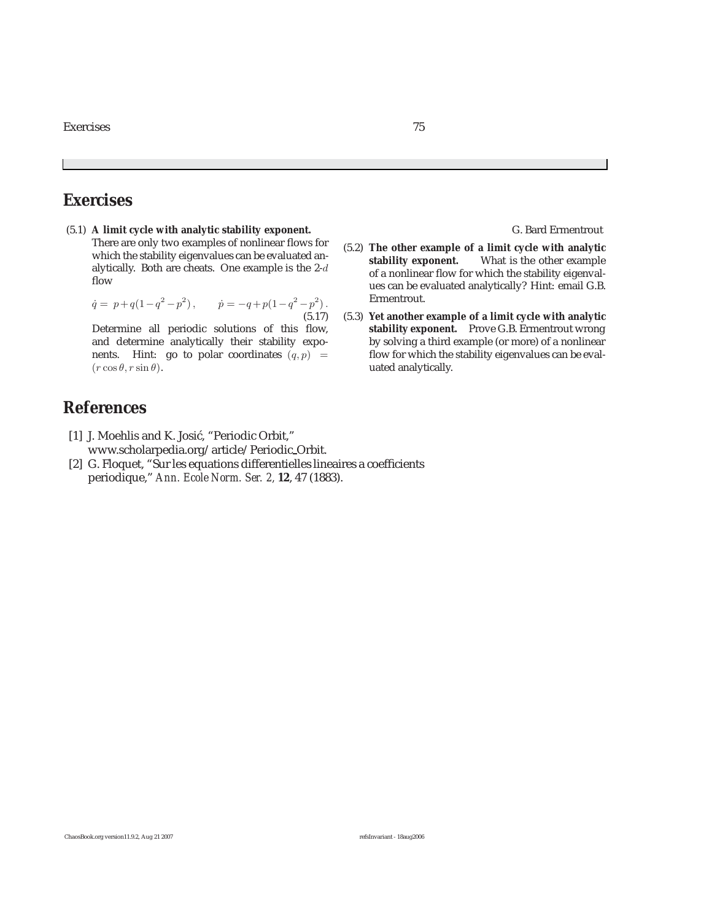## Exercises

(5.1) **A limit cycle with analytic stability exponent.** There are only two examples of nonlinear flows for which the stability eigenvalues can be evaluated analytically. Both are cheats. One example is the 2-$d$ flow

$$\dot{q} = p + q(1 - q^2 - p^2)\,, \qquad \dot{p} = -q + p(1 - q^2 - p^2)\,. \tag{5.17}$$

Determine all periodic solutions of this flow, and determine analytically their stability exponents. Hint: go to polar coordinates $(q, p) = (r\cos\theta, r\sin\theta)$.

G. Bard Ermentrout

(5.2) **The other example of a limit cycle with analytic stability exponent.** What is the other example of a nonlinear flow for which the stability eigenvalues can be evaluated analytically? Hint: email G.B. Ermentrout.

(5.3) **Yet another example of a limit cycle with analytic stability exponent.** Prove G.B. Ermentrout wrong by solving a third example (or more) of a nonlinear flow for which the stability eigenvalues can be evaluated analytically.

## References

[1] J. Moehlis and K. Josić, "Periodic Orbit," www.scholarpedia.org/article/Periodic_Orbit.

[2] G. Floquet, "Sur les equations differentielles lineaires a coefficients periodique," *Ann. Ecole Norm. Ser. 2*, **12**, 47 (1883).